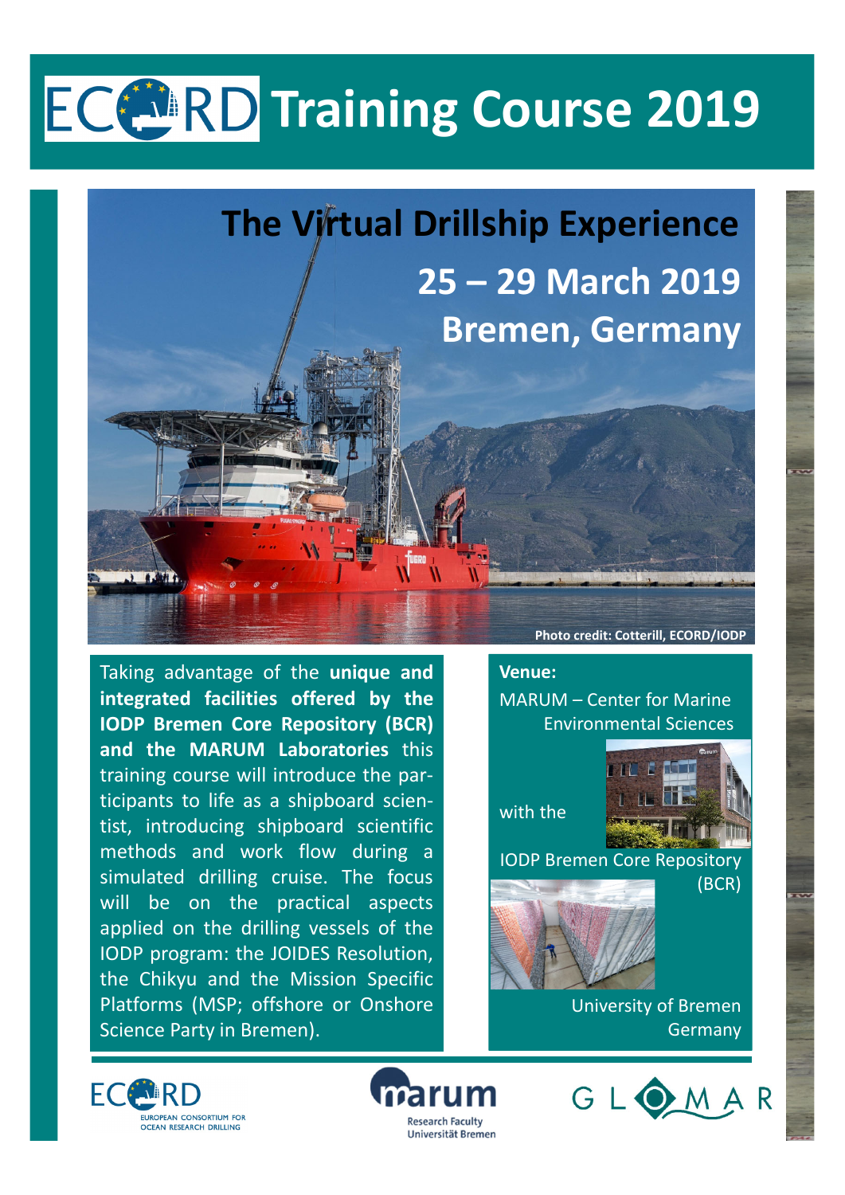# ECORD Training Course 2019

## The Virtual Drillship Experience

## 25 – 29 March 2019

## Bremen, Germany

Photo credit: Cotterill, ECORD/IODP

Taking advantage of the **unique and integrated facilities offered by the IODP Bremen Core Repository (BCR) and the MARUM Laboratories** this training course will introduce the participants to life as a shipboard scientist, introducing shipboard scientific methods and work flow during a simulated drilling cruise. The focus will be on the practical aspects applied on the drilling vessels of the IODP program: the JOIDES Resolution, the Chikyu and the Mission Specific Platforms (MSP; offshore or Onshore Science Party in Bremen).

**Venue:**

MARUM – Center for Marine Environmental Sciences

with the

IODP Bremen Core Repository (BCR)

University of Bremen Germany

ECORD – European Consortium for Ocean Research Drilling

marum – Research Faculty Universität Bremen

GLOMAR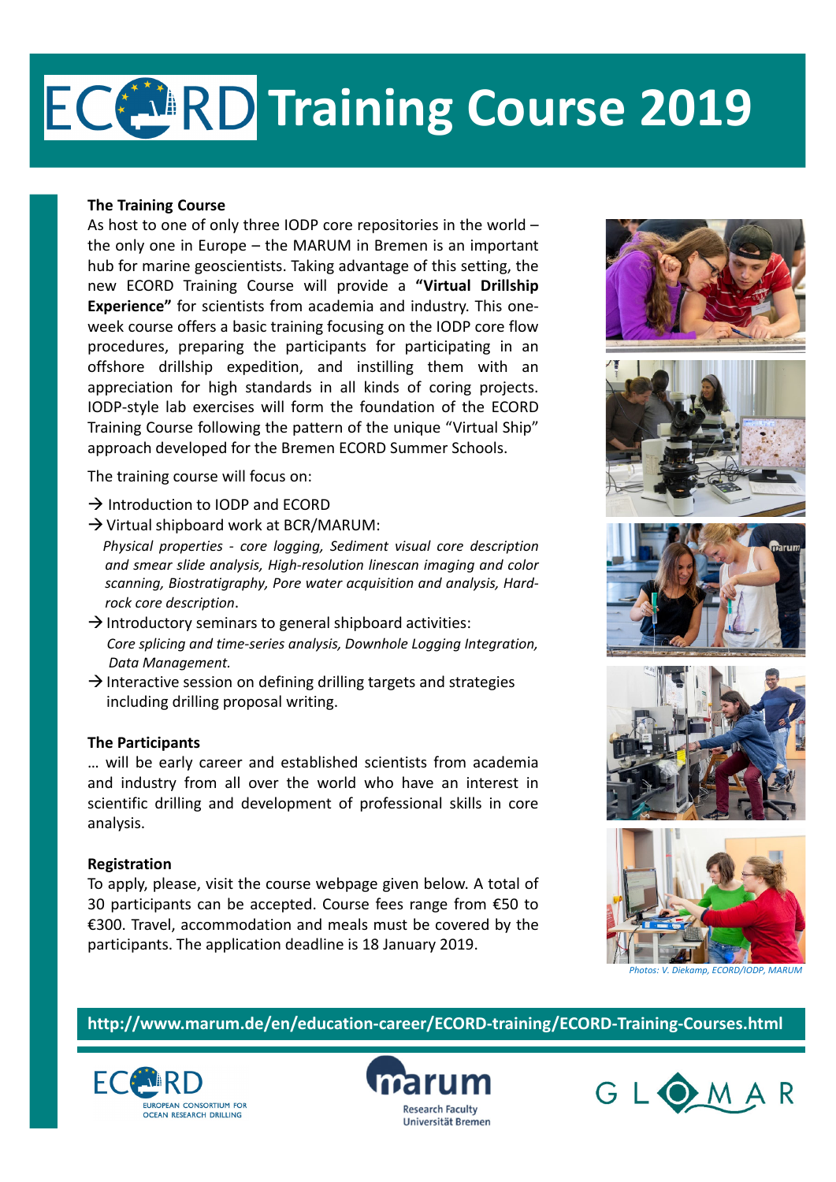# ECORD Training Course 2019

## The Training Course

As host to one of only three IODP core repositories in the world – the only one in Europe – the MARUM in Bremen is an important hub for marine geoscientists. Taking advantage of this setting, the new ECORD Training Course will provide a **"Virtual Drillship Experience"** for scientists from academia and industry. This one-week course offers a basic training focusing on the IODP core flow procedures, preparing the participants for participating in an offshore drillship expedition, and instilling them with an appreciation for high standards in all kinds of coring projects. IODP-style lab exercises will form the foundation of the ECORD Training Course following the pattern of the unique "Virtual Ship" approach developed for the Bremen ECORD Summer Schools.

The training course will focus on:

→ Introduction to IODP and ECORD

→ Virtual shipboard work at BCR/MARUM:
*Physical properties - core logging, Sediment visual core description and smear slide analysis, High-resolution linescan imaging and color scanning, Biostratigraphy, Pore water acquisition and analysis, Hard-rock core description*.

→ Introductory seminars to general shipboard activities:
*Core splicing and time-series analysis, Downhole Logging Integration, Data Management.*

→ Interactive session on defining drilling targets and strategies including drilling proposal writing.

## The Participants

… will be early career and established scientists from academia and industry from all over the world who have an interest in scientific drilling and development of professional skills in core analysis.

## Registration

To apply, please, visit the course webpage given below. A total of 30 participants can be accepted. Course fees range from €50 to €300. Travel, accommodation and meals must be covered by the participants. The application deadline is 18 January 2019.

*Photos: V. Diekamp, ECORD/IODP, MARUM*

**http://www.marum.de/en/education-career/ECORD-training/ECORD-Training-Courses.html**

ECORD – European Consortium for Ocean Research Drilling

marum – Research Faculty Universität Bremen

GLOMAR